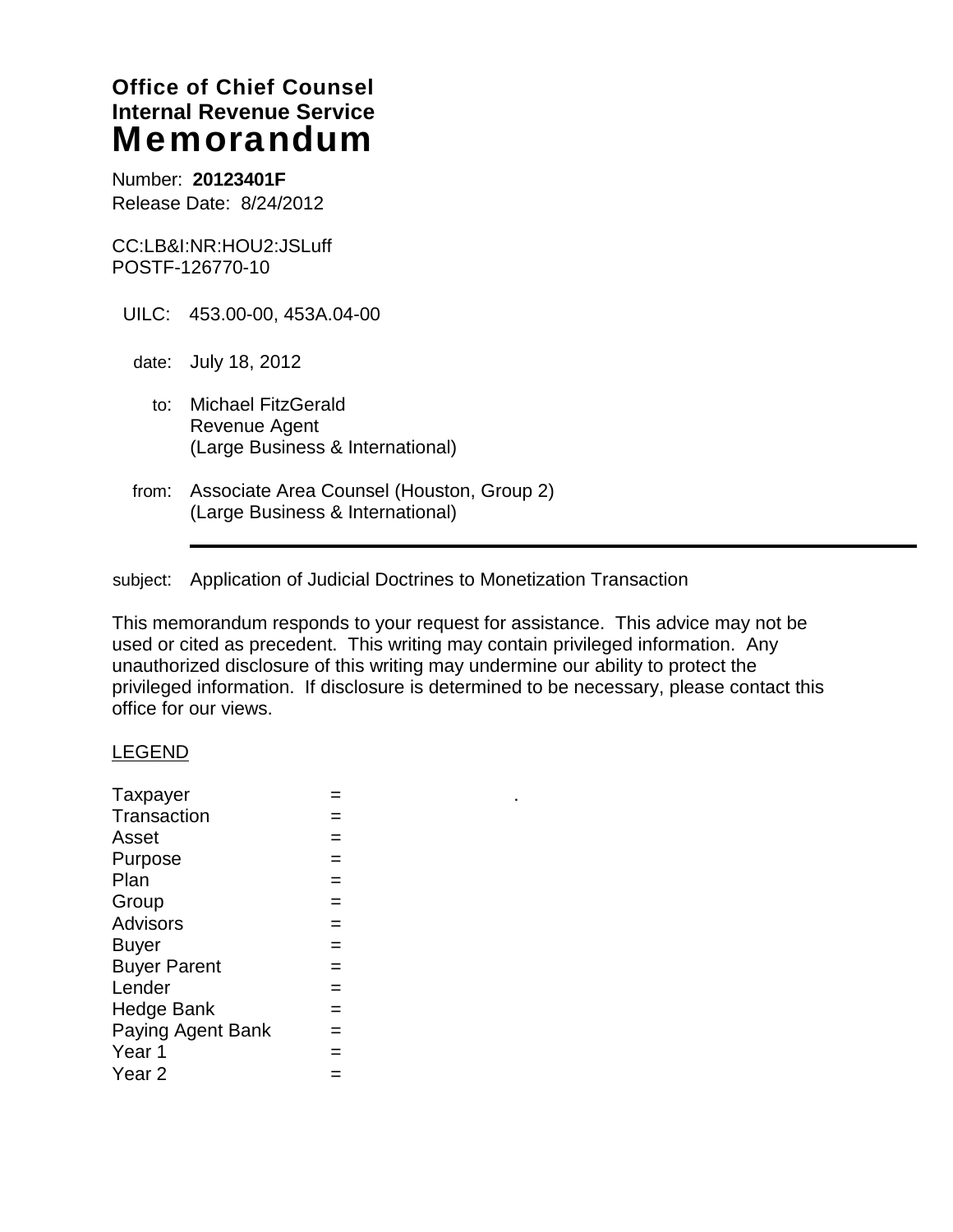# Office of Chief Counsel
# Internal Revenue Service
# Memorandum

Number: **20123401F**
Release Date: 8/24/2012

CC:LB&I:NR:HOU2:JSLuff
POSTF-126770-10

UILC: 453.00-00, 453A.04-00

date: July 18, 2012

to: Michael FitzGerald
Revenue Agent
(Large Business & International)

from: Associate Area Counsel (Houston, Group 2)
(Large Business & International)

---

subject: Application of Judicial Doctrines to Monetization Transaction

This memorandum responds to your request for assistance. This advice may not be used or cited as precedent. This writing may contain privileged information. Any unauthorized disclosure of this writing may undermine our ability to protect the privileged information. If disclosure is determined to be necessary, please contact this office for our views.

LEGEND

| | | |
|---|---|---|
| Taxpayer | = | . |
| Transaction | = | |
| Asset | = | |
| Purpose | = | |
| Plan | = | |
| Group | = | |
| Advisors | = | |
| Buyer | = | |
| Buyer Parent | = | |
| Lender | = | |
| Hedge Bank | = | |
| Paying Agent Bank | = | |
| Year 1 | = | |
| Year 2 | = | |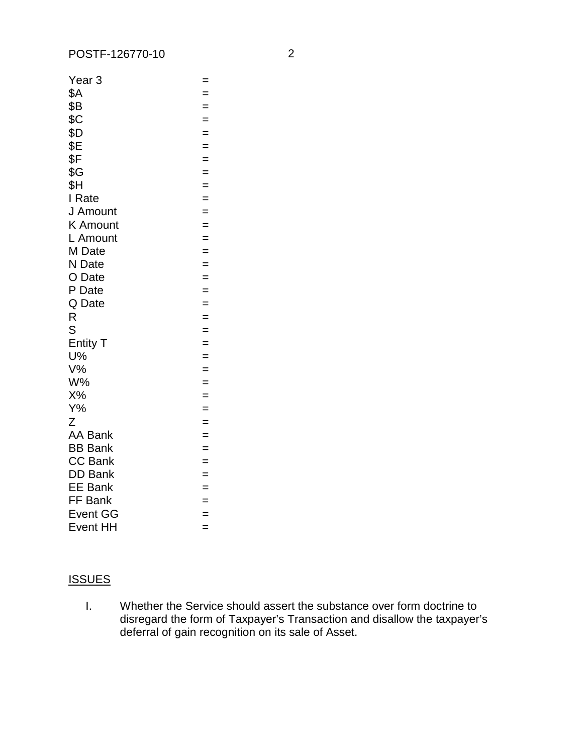Year 3 =
$A =
$B =
$C =
$D =
$E =
$F =
$G =
$H =
I Rate =
J Amount =
K Amount =
L Amount =
M Date =
N Date =
O Date =
P Date =
Q Date =
R =
S =
Entity T =
U% =
V% =
W% =
X% =
Y% =
Z =
AA Bank =
BB Bank =
CC Bank =
DD Bank =
EE Bank =
FF Bank =
Event GG =
Event HH =

## ISSUES

I. Whether the Service should assert the substance over form doctrine to disregard the form of Taxpayer's Transaction and disallow the taxpayer's deferral of gain recognition on its sale of Asset.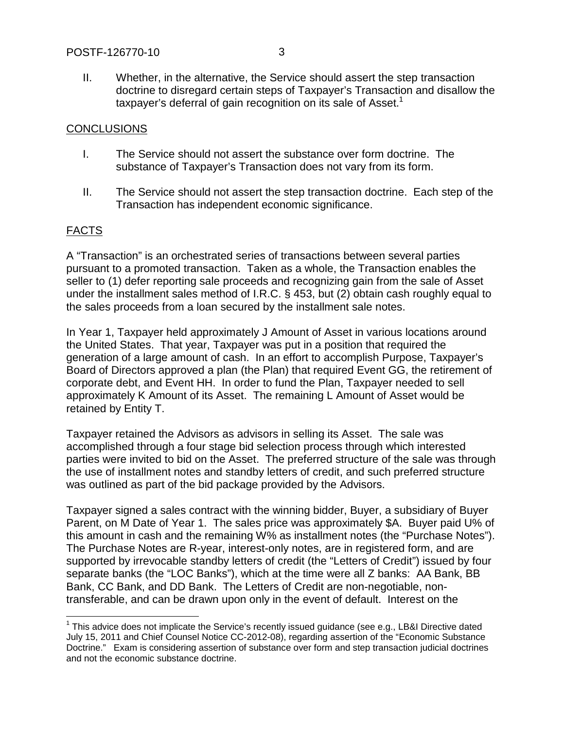II. Whether, in the alternative, the Service should assert the step transaction doctrine to disregard certain steps of Taxpayer's Transaction and disallow the taxpayer's deferral of gain recognition on its sale of Asset.[1]

## CONCLUSIONS

I. The Service should not assert the substance over form doctrine. The substance of Taxpayer's Transaction does not vary from its form.

II. The Service should not assert the step transaction doctrine. Each step of the Transaction has independent economic significance.

## FACTS

A "Transaction" is an orchestrated series of transactions between several parties pursuant to a promoted transaction. Taken as a whole, the Transaction enables the seller to (1) defer reporting sale proceeds and recognizing gain from the sale of Asset under the installment sales method of I.R.C. § 453, but (2) obtain cash roughly equal to the sales proceeds from a loan secured by the installment sale notes.

In Year 1, Taxpayer held approximately J Amount of Asset in various locations around the United States. That year, Taxpayer was put in a position that required the generation of a large amount of cash. In an effort to accomplish Purpose, Taxpayer's Board of Directors approved a plan (the Plan) that required Event GG, the retirement of corporate debt, and Event HH. In order to fund the Plan, Taxpayer needed to sell approximately K Amount of its Asset. The remaining L Amount of Asset would be retained by Entity T.

Taxpayer retained the Advisors as advisors in selling its Asset. The sale was accomplished through a four stage bid selection process through which interested parties were invited to bid on the Asset. The preferred structure of the sale was through the use of installment notes and standby letters of credit, and such preferred structure was outlined as part of the bid package provided by the Advisors.

Taxpayer signed a sales contract with the winning bidder, Buyer, a subsidiary of Buyer Parent, on M Date of Year 1. The sales price was approximately $A. Buyer paid U% of this amount in cash and the remaining W% as installment notes (the "Purchase Notes"). The Purchase Notes are R-year, interest-only notes, are in registered form, and are supported by irrevocable standby letters of credit (the "Letters of Credit") issued by four separate banks (the "LOC Banks"), which at the time were all Z banks: AA Bank, BB Bank, CC Bank, and DD Bank. The Letters of Credit are non-negotiable, non-transferable, and can be drawn upon only in the event of default. Interest on the

---

[1] This advice does not implicate the Service's recently issued guidance (see e.g., LB&I Directive dated July 15, 2011 and Chief Counsel Notice CC-2012-08), regarding assertion of the "Economic Substance Doctrine." Exam is considering assertion of substance over form and step transaction judicial doctrines and not the economic substance doctrine.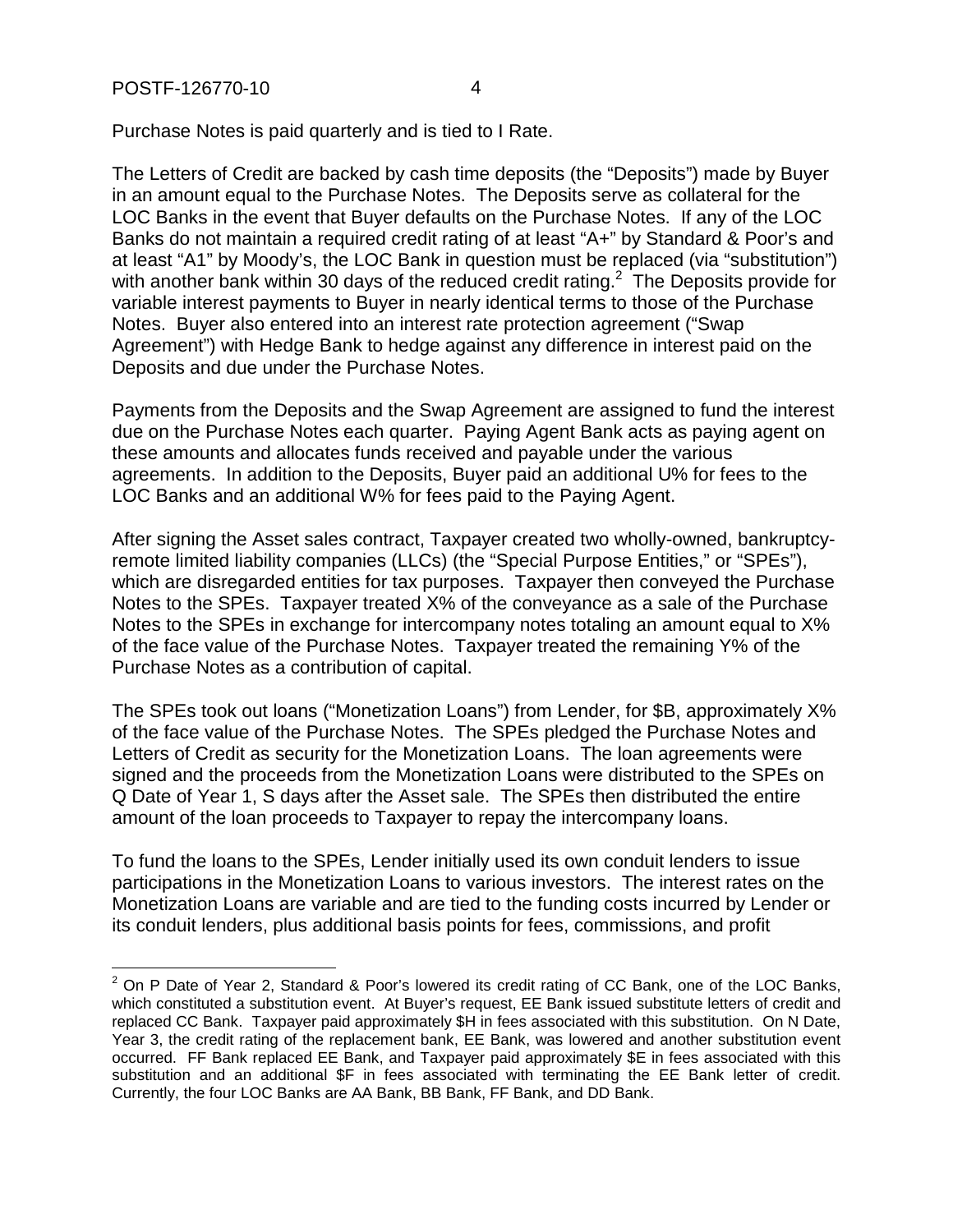Purchase Notes is paid quarterly and is tied to I Rate.

The Letters of Credit are backed by cash time deposits (the "Deposits") made by Buyer in an amount equal to the Purchase Notes. The Deposits serve as collateral for the LOC Banks in the event that Buyer defaults on the Purchase Notes. If any of the LOC Banks do not maintain a required credit rating of at least "A+" by Standard & Poor's and at least "A1" by Moody's, the LOC Bank in question must be replaced (via "substitution") with another bank within 30 days of the reduced credit rating.[2] The Deposits provide for variable interest payments to Buyer in nearly identical terms to those of the Purchase Notes. Buyer also entered into an interest rate protection agreement ("Swap Agreement") with Hedge Bank to hedge against any difference in interest paid on the Deposits and due under the Purchase Notes.

Payments from the Deposits and the Swap Agreement are assigned to fund the interest due on the Purchase Notes each quarter. Paying Agent Bank acts as paying agent on these amounts and allocates funds received and payable under the various agreements. In addition to the Deposits, Buyer paid an additional U% for fees to the LOC Banks and an additional W% for fees paid to the Paying Agent.

After signing the Asset sales contract, Taxpayer created two wholly-owned, bankruptcy-remote limited liability companies (LLCs) (the "Special Purpose Entities," or "SPEs"), which are disregarded entities for tax purposes. Taxpayer then conveyed the Purchase Notes to the SPEs. Taxpayer treated X% of the conveyance as a sale of the Purchase Notes to the SPEs in exchange for intercompany notes totaling an amount equal to X% of the face value of the Purchase Notes. Taxpayer treated the remaining Y% of the Purchase Notes as a contribution of capital.

The SPEs took out loans ("Monetization Loans") from Lender, for $B, approximately X% of the face value of the Purchase Notes. The SPEs pledged the Purchase Notes and Letters of Credit as security for the Monetization Loans. The loan agreements were signed and the proceeds from the Monetization Loans were distributed to the SPEs on Q Date of Year 1, S days after the Asset sale. The SPEs then distributed the entire amount of the loan proceeds to Taxpayer to repay the intercompany loans.

To fund the loans to the SPEs, Lender initially used its own conduit lenders to issue participations in the Monetization Loans to various investors. The interest rates on the Monetization Loans are variable and are tied to the funding costs incurred by Lender or its conduit lenders, plus additional basis points for fees, commissions, and profit

[2] On P Date of Year 2, Standard & Poor's lowered its credit rating of CC Bank, one of the LOC Banks, which constituted a substitution event. At Buyer's request, EE Bank issued substitute letters of credit and replaced CC Bank. Taxpayer paid approximately $H in fees associated with this substitution. On N Date, Year 3, the credit rating of the replacement bank, EE Bank, was lowered and another substitution event occurred. FF Bank replaced EE Bank, and Taxpayer paid approximately $E in fees associated with this substitution and an additional $F in fees associated with terminating the EE Bank letter of credit. Currently, the four LOC Banks are AA Bank, BB Bank, FF Bank, and DD Bank.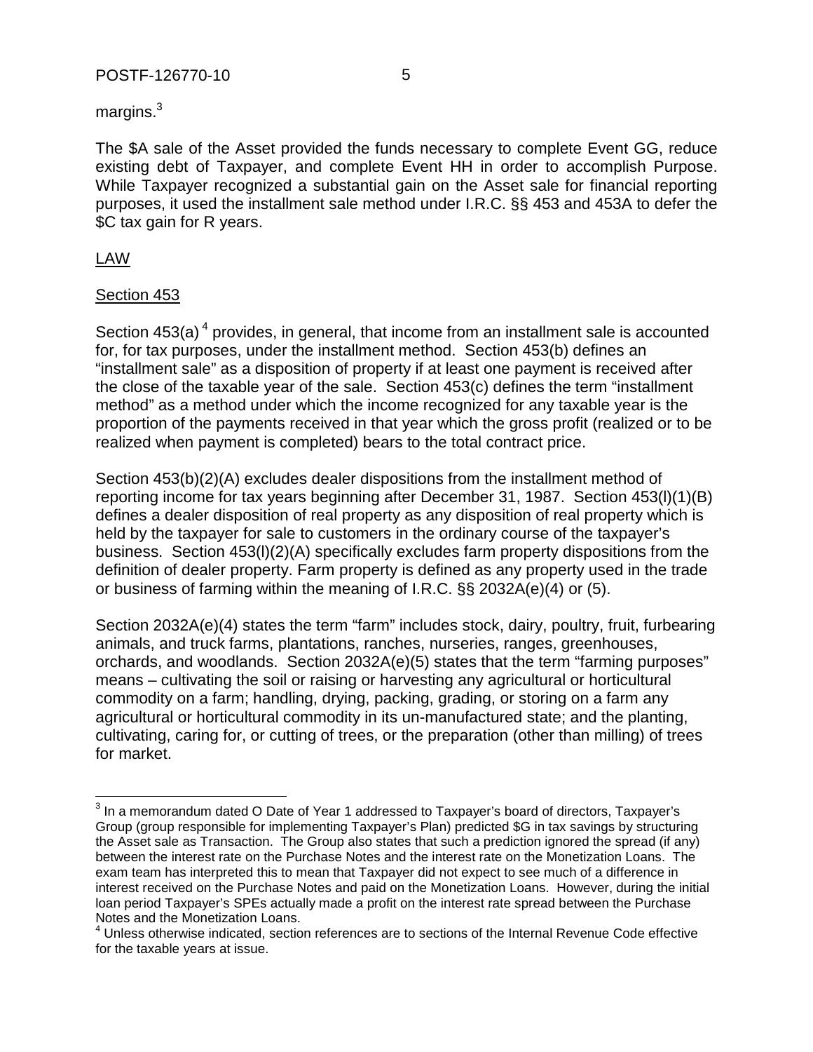margins.[3]

The $A sale of the Asset provided the funds necessary to complete Event GG, reduce existing debt of Taxpayer, and complete Event HH in order to accomplish Purpose. While Taxpayer recognized a substantial gain on the Asset sale for financial reporting purposes, it used the installment sale method under I.R.C. §§ 453 and 453A to defer the $C tax gain for R years.

## LAW

### Section 453

Section 453(a)[4] provides, in general, that income from an installment sale is accounted for, for tax purposes, under the installment method. Section 453(b) defines an "installment sale" as a disposition of property if at least one payment is received after the close of the taxable year of the sale. Section 453(c) defines the term "installment method" as a method under which the income recognized for any taxable year is the proportion of the payments received in that year which the gross profit (realized or to be realized when payment is completed) bears to the total contract price.

Section 453(b)(2)(A) excludes dealer dispositions from the installment method of reporting income for tax years beginning after December 31, 1987. Section 453(l)(1)(B) defines a dealer disposition of real property as any disposition of real property which is held by the taxpayer for sale to customers in the ordinary course of the taxpayer's business. Section 453(l)(2)(A) specifically excludes farm property dispositions from the definition of dealer property. Farm property is defined as any property used in the trade or business of farming within the meaning of I.R.C. §§ 2032A(e)(4) or (5).

Section 2032A(e)(4) states the term "farm" includes stock, dairy, poultry, fruit, furbearing animals, and truck farms, plantations, ranches, nurseries, ranges, greenhouses, orchards, and woodlands. Section 2032A(e)(5) states that the term "farming purposes" means – cultivating the soil or raising or harvesting any agricultural or horticultural commodity on a farm; handling, drying, packing, grading, or storing on a farm any agricultural or horticultural commodity in its un-manufactured state; and the planting, cultivating, caring for, or cutting of trees, or the preparation (other than milling) of trees for market.

---

[3] In a memorandum dated O Date of Year 1 addressed to Taxpayer's board of directors, Taxpayer's Group (group responsible for implementing Taxpayer's Plan) predicted $G in tax savings by structuring the Asset sale as Transaction. The Group also states that such a prediction ignored the spread (if any) between the interest rate on the Purchase Notes and the interest rate on the Monetization Loans. The exam team has interpreted this to mean that Taxpayer did not expect to see much of a difference in interest received on the Purchase Notes and paid on the Monetization Loans. However, during the initial loan period Taxpayer's SPEs actually made a profit on the interest rate spread between the Purchase Notes and the Monetization Loans.

[4] Unless otherwise indicated, section references are to sections of the Internal Revenue Code effective for the taxable years at issue.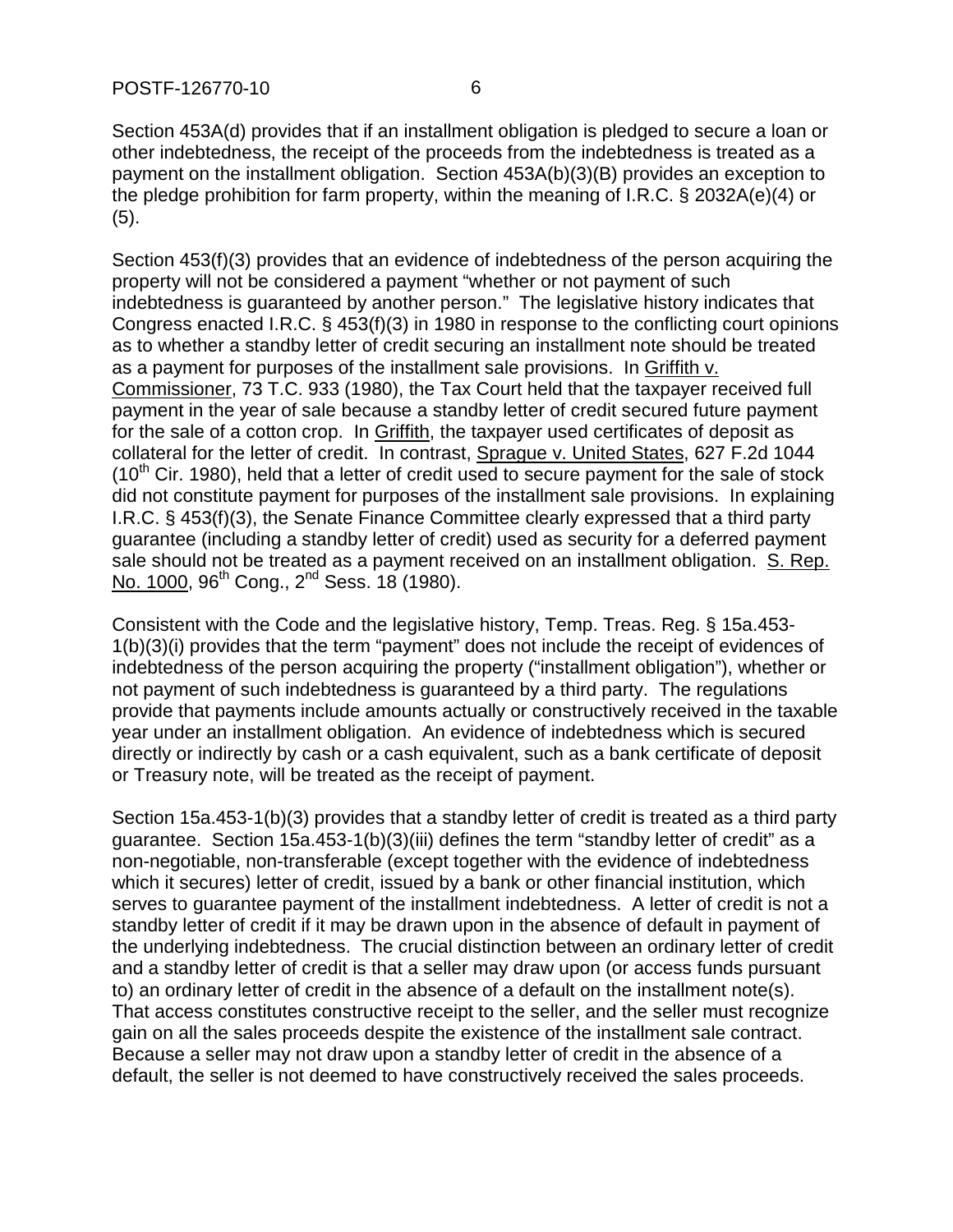Section 453A(d) provides that if an installment obligation is pledged to secure a loan or other indebtedness, the receipt of the proceeds from the indebtedness is treated as a payment on the installment obligation. Section 453A(b)(3)(B) provides an exception to the pledge prohibition for farm property, within the meaning of I.R.C. § 2032A(e)(4) or (5).

Section 453(f)(3) provides that an evidence of indebtedness of the person acquiring the property will not be considered a payment "whether or not payment of such indebtedness is guaranteed by another person." The legislative history indicates that Congress enacted I.R.C. § 453(f)(3) in 1980 in response to the conflicting court opinions as to whether a standby letter of credit securing an installment note should be treated as a payment for purposes of the installment sale provisions. In Griffith v. Commissioner, 73 T.C. 933 (1980), the Tax Court held that the taxpayer received full payment in the year of sale because a standby letter of credit secured future payment for the sale of a cotton crop. In Griffith, the taxpayer used certificates of deposit as collateral for the letter of credit. In contrast, Sprague v. United States, 627 F.2d 1044 (10th Cir. 1980), held that a letter of credit used to secure payment for the sale of stock did not constitute payment for purposes of the installment sale provisions. In explaining I.R.C. § 453(f)(3), the Senate Finance Committee clearly expressed that a third party guarantee (including a standby letter of credit) used as security for a deferred payment sale should not be treated as a payment received on an installment obligation. S. Rep. No. 1000, 96th Cong., 2nd Sess. 18 (1980).

Consistent with the Code and the legislative history, Temp. Treas. Reg. § 15a.453-1(b)(3)(i) provides that the term "payment" does not include the receipt of evidences of indebtedness of the person acquiring the property ("installment obligation"), whether or not payment of such indebtedness is guaranteed by a third party. The regulations provide that payments include amounts actually or constructively received in the taxable year under an installment obligation. An evidence of indebtedness which is secured directly or indirectly by cash or a cash equivalent, such as a bank certificate of deposit or Treasury note, will be treated as the receipt of payment.

Section 15a.453-1(b)(3) provides that a standby letter of credit is treated as a third party guarantee. Section 15a.453-1(b)(3)(iii) defines the term "standby letter of credit" as a non-negotiable, non-transferable (except together with the evidence of indebtedness which it secures) letter of credit, issued by a bank or other financial institution, which serves to guarantee payment of the installment indebtedness. A letter of credit is not a standby letter of credit if it may be drawn upon in the absence of default in payment of the underlying indebtedness. The crucial distinction between an ordinary letter of credit and a standby letter of credit is that a seller may draw upon (or access funds pursuant to) an ordinary letter of credit in the absence of a default on the installment note(s). That access constitutes constructive receipt to the seller, and the seller must recognize gain on all the sales proceeds despite the existence of the installment sale contract. Because a seller may not draw upon a standby letter of credit in the absence of a default, the seller is not deemed to have constructively received the sales proceeds.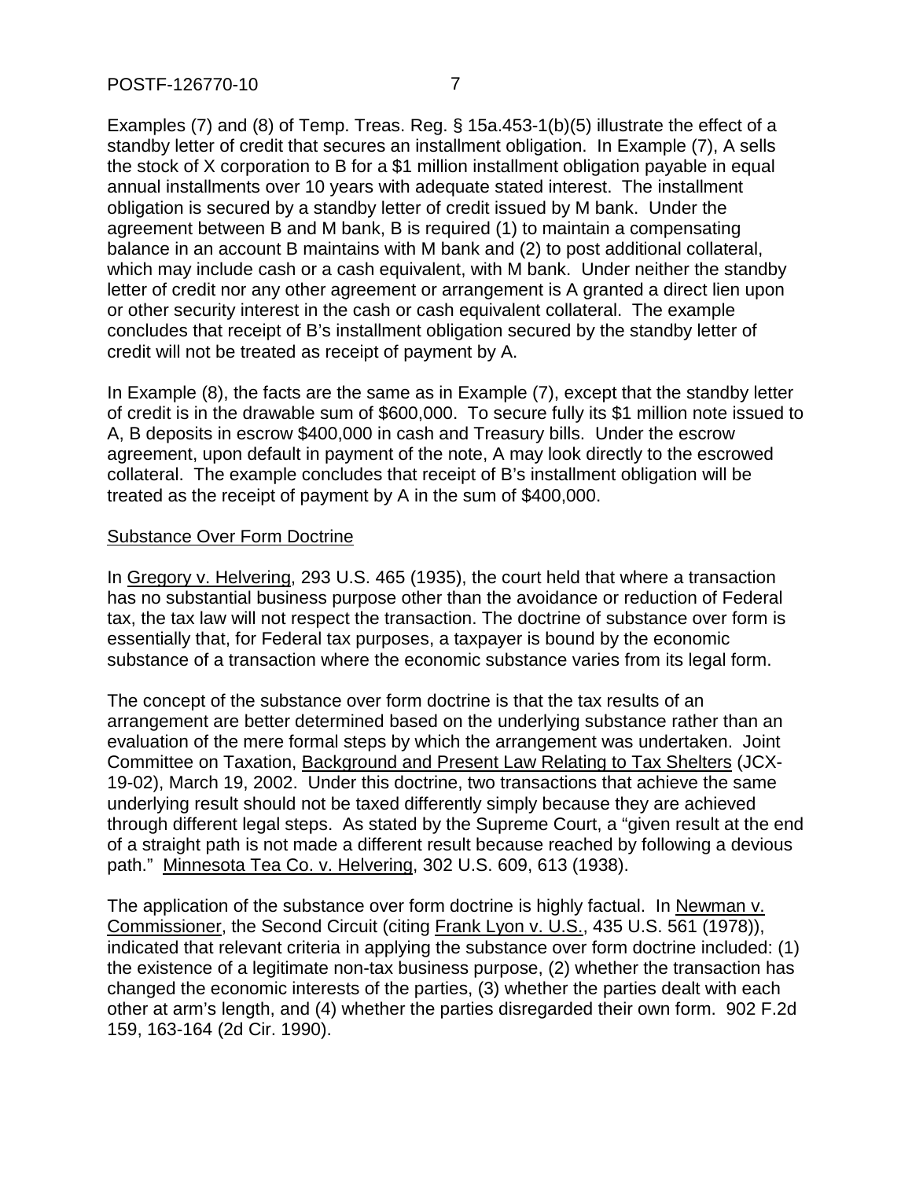Examples (7) and (8) of Temp. Treas. Reg. § 15a.453-1(b)(5) illustrate the effect of a standby letter of credit that secures an installment obligation. In Example (7), A sells the stock of X corporation to B for a $1 million installment obligation payable in equal annual installments over 10 years with adequate stated interest. The installment obligation is secured by a standby letter of credit issued by M bank. Under the agreement between B and M bank, B is required (1) to maintain a compensating balance in an account B maintains with M bank and (2) to post additional collateral, which may include cash or a cash equivalent, with M bank. Under neither the standby letter of credit nor any other agreement or arrangement is A granted a direct lien upon or other security interest in the cash or cash equivalent collateral. The example concludes that receipt of B's installment obligation secured by the standby letter of credit will not be treated as receipt of payment by A.

In Example (8), the facts are the same as in Example (7), except that the standby letter of credit is in the drawable sum of $600,000. To secure fully its $1 million note issued to A, B deposits in escrow $400,000 in cash and Treasury bills. Under the escrow agreement, upon default in payment of the note, A may look directly to the escrowed collateral. The example concludes that receipt of B's installment obligation will be treated as the receipt of payment by A in the sum of $400,000.

<u>Substance Over Form Doctrine</u>

In <u>Gregory v. Helvering</u>, 293 U.S. 465 (1935), the court held that where a transaction has no substantial business purpose other than the avoidance or reduction of Federal tax, the tax law will not respect the transaction. The doctrine of substance over form is essentially that, for Federal tax purposes, a taxpayer is bound by the economic substance of a transaction where the economic substance varies from its legal form.

The concept of the substance over form doctrine is that the tax results of an arrangement are better determined based on the underlying substance rather than an evaluation of the mere formal steps by which the arrangement was undertaken. Joint Committee on Taxation, <u>Background and Present Law Relating to Tax Shelters</u> (JCX-19-02), March 19, 2002. Under this doctrine, two transactions that achieve the same underlying result should not be taxed differently simply because they are achieved through different legal steps. As stated by the Supreme Court, a "given result at the end of a straight path is not made a different result because reached by following a devious path." <u>Minnesota Tea Co. v. Helvering</u>, 302 U.S. 609, 613 (1938).

The application of the substance over form doctrine is highly factual. In <u>Newman v. Commissioner</u>, the Second Circuit (citing <u>Frank Lyon v. U.S.</u>, 435 U.S. 561 (1978)), indicated that relevant criteria in applying the substance over form doctrine included: (1) the existence of a legitimate non-tax business purpose, (2) whether the transaction has changed the economic interests of the parties, (3) whether the parties dealt with each other at arm's length, and (4) whether the parties disregarded their own form. 902 F.2d 159, 163-164 (2d Cir. 1990).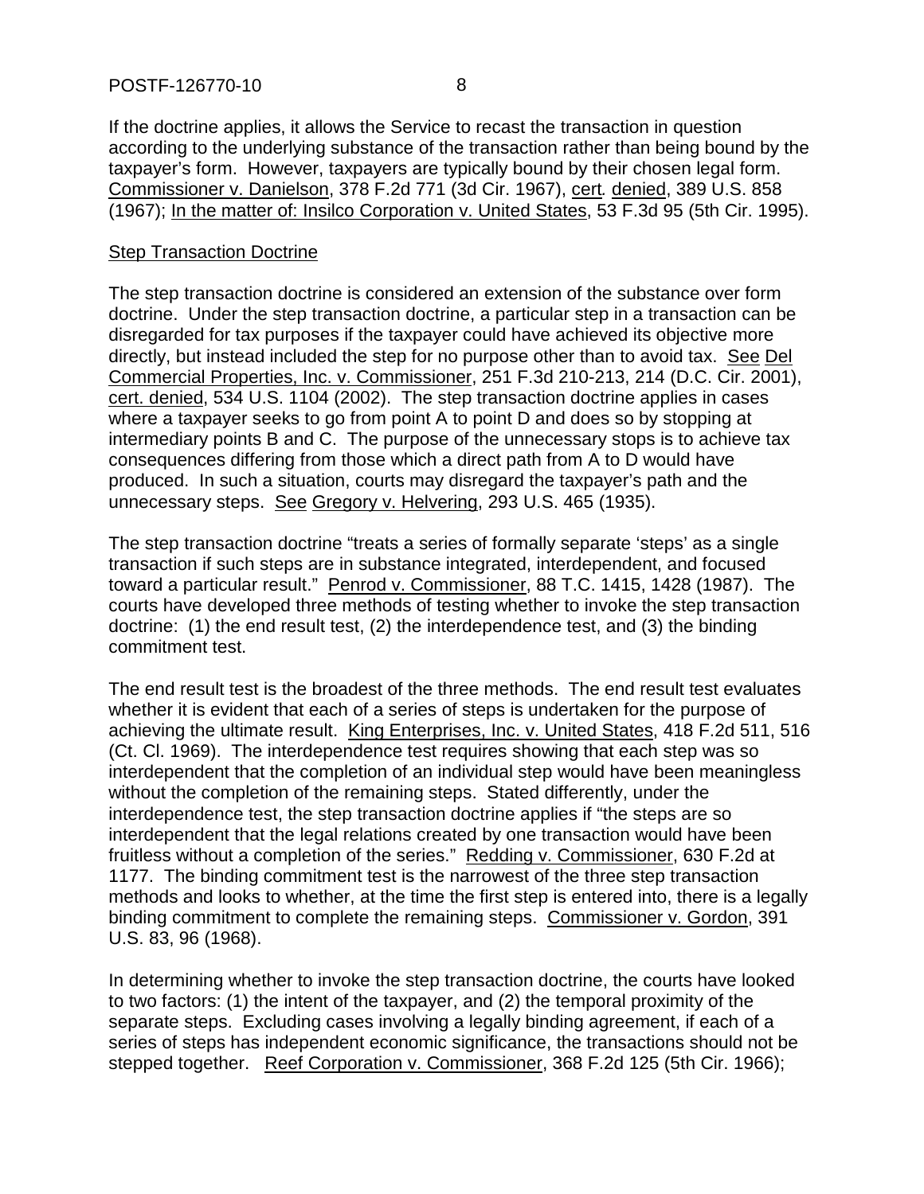If the doctrine applies, it allows the Service to recast the transaction in question according to the underlying substance of the transaction rather than being bound by the taxpayer's form. However, taxpayers are typically bound by their chosen legal form. Commissioner v. Danielson, 378 F.2d 771 (3d Cir. 1967), cert. denied, 389 U.S. 858 (1967); In the matter of: Insilco Corporation v. United States, 53 F.3d 95 (5th Cir. 1995).

Step Transaction Doctrine

The step transaction doctrine is considered an extension of the substance over form doctrine. Under the step transaction doctrine, a particular step in a transaction can be disregarded for tax purposes if the taxpayer could have achieved its objective more directly, but instead included the step for no purpose other than to avoid tax. See Del Commercial Properties, Inc. v. Commissioner, 251 F.3d 210-213, 214 (D.C. Cir. 2001), cert. denied, 534 U.S. 1104 (2002). The step transaction doctrine applies in cases where a taxpayer seeks to go from point A to point D and does so by stopping at intermediary points B and C. The purpose of the unnecessary stops is to achieve tax consequences differing from those which a direct path from A to D would have produced. In such a situation, courts may disregard the taxpayer's path and the unnecessary steps. See Gregory v. Helvering, 293 U.S. 465 (1935).

The step transaction doctrine "treats a series of formally separate 'steps' as a single transaction if such steps are in substance integrated, interdependent, and focused toward a particular result." Penrod v. Commissioner, 88 T.C. 1415, 1428 (1987). The courts have developed three methods of testing whether to invoke the step transaction doctrine: (1) the end result test, (2) the interdependence test, and (3) the binding commitment test.

The end result test is the broadest of the three methods. The end result test evaluates whether it is evident that each of a series of steps is undertaken for the purpose of achieving the ultimate result. King Enterprises, Inc. v. United States, 418 F.2d 511, 516 (Ct. Cl. 1969). The interdependence test requires showing that each step was so interdependent that the completion of an individual step would have been meaningless without the completion of the remaining steps. Stated differently, under the interdependence test, the step transaction doctrine applies if "the steps are so interdependent that the legal relations created by one transaction would have been fruitless without a completion of the series." Redding v. Commissioner, 630 F.2d at 1177. The binding commitment test is the narrowest of the three step transaction methods and looks to whether, at the time the first step is entered into, there is a legally binding commitment to complete the remaining steps. Commissioner v. Gordon, 391 U.S. 83, 96 (1968).

In determining whether to invoke the step transaction doctrine, the courts have looked to two factors: (1) the intent of the taxpayer, and (2) the temporal proximity of the separate steps. Excluding cases involving a legally binding agreement, if each of a series of steps has independent economic significance, the transactions should not be stepped together. Reef Corporation v. Commissioner, 368 F.2d 125 (5th Cir. 1966);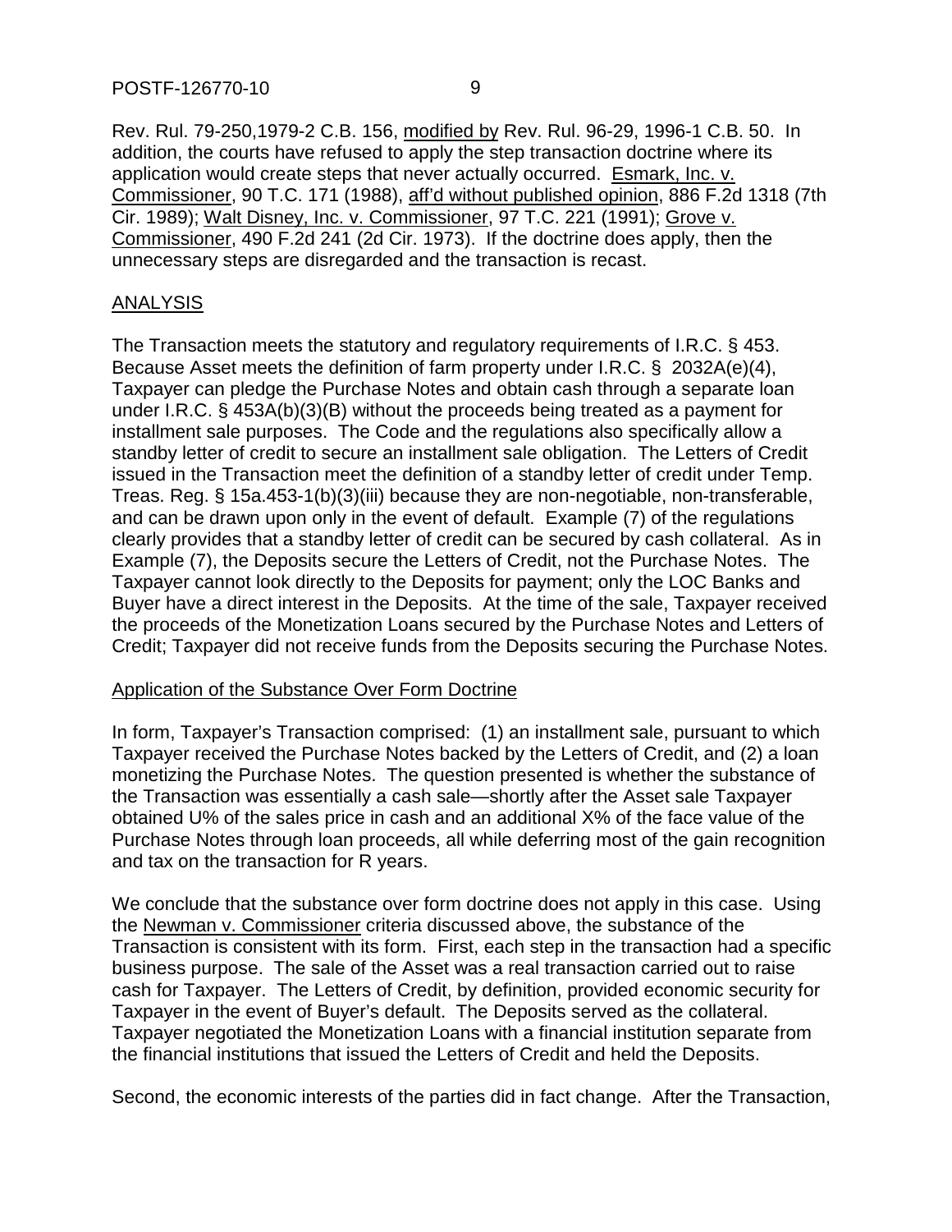Rev. Rul. 79-250,1979-2 C.B. 156, modified by Rev. Rul. 96-29, 1996-1 C.B. 50. In addition, the courts have refused to apply the step transaction doctrine where its application would create steps that never actually occurred. Esmark, Inc. v. Commissioner, 90 T.C. 171 (1988), aff'd without published opinion, 886 F.2d 1318 (7th Cir. 1989); Walt Disney, Inc. v. Commissioner, 97 T.C. 221 (1991); Grove v. Commissioner, 490 F.2d 241 (2d Cir. 1973). If the doctrine does apply, then the unnecessary steps are disregarded and the transaction is recast.

## ANALYSIS

The Transaction meets the statutory and regulatory requirements of I.R.C. § 453. Because Asset meets the definition of farm property under I.R.C. § 2032A(e)(4), Taxpayer can pledge the Purchase Notes and obtain cash through a separate loan under I.R.C. § 453A(b)(3)(B) without the proceeds being treated as a payment for installment sale purposes. The Code and the regulations also specifically allow a standby letter of credit to secure an installment sale obligation. The Letters of Credit issued in the Transaction meet the definition of a standby letter of credit under Temp. Treas. Reg. § 15a.453-1(b)(3)(iii) because they are non-negotiable, non-transferable, and can be drawn upon only in the event of default. Example (7) of the regulations clearly provides that a standby letter of credit can be secured by cash collateral. As in Example (7), the Deposits secure the Letters of Credit, not the Purchase Notes. The Taxpayer cannot look directly to the Deposits for payment; only the LOC Banks and Buyer have a direct interest in the Deposits. At the time of the sale, Taxpayer received the proceeds of the Monetization Loans secured by the Purchase Notes and Letters of Credit; Taxpayer did not receive funds from the Deposits securing the Purchase Notes.

### Application of the Substance Over Form Doctrine

In form, Taxpayer's Transaction comprised: (1) an installment sale, pursuant to which Taxpayer received the Purchase Notes backed by the Letters of Credit, and (2) a loan monetizing the Purchase Notes. The question presented is whether the substance of the Transaction was essentially a cash sale—shortly after the Asset sale Taxpayer obtained U% of the sales price in cash and an additional X% of the face value of the Purchase Notes through loan proceeds, all while deferring most of the gain recognition and tax on the transaction for R years.

We conclude that the substance over form doctrine does not apply in this case. Using the Newman v. Commissioner criteria discussed above, the substance of the Transaction is consistent with its form. First, each step in the transaction had a specific business purpose. The sale of the Asset was a real transaction carried out to raise cash for Taxpayer. The Letters of Credit, by definition, provided economic security for Taxpayer in the event of Buyer's default. The Deposits served as the collateral. Taxpayer negotiated the Monetization Loans with a financial institution separate from the financial institutions that issued the Letters of Credit and held the Deposits.

Second, the economic interests of the parties did in fact change. After the Transaction,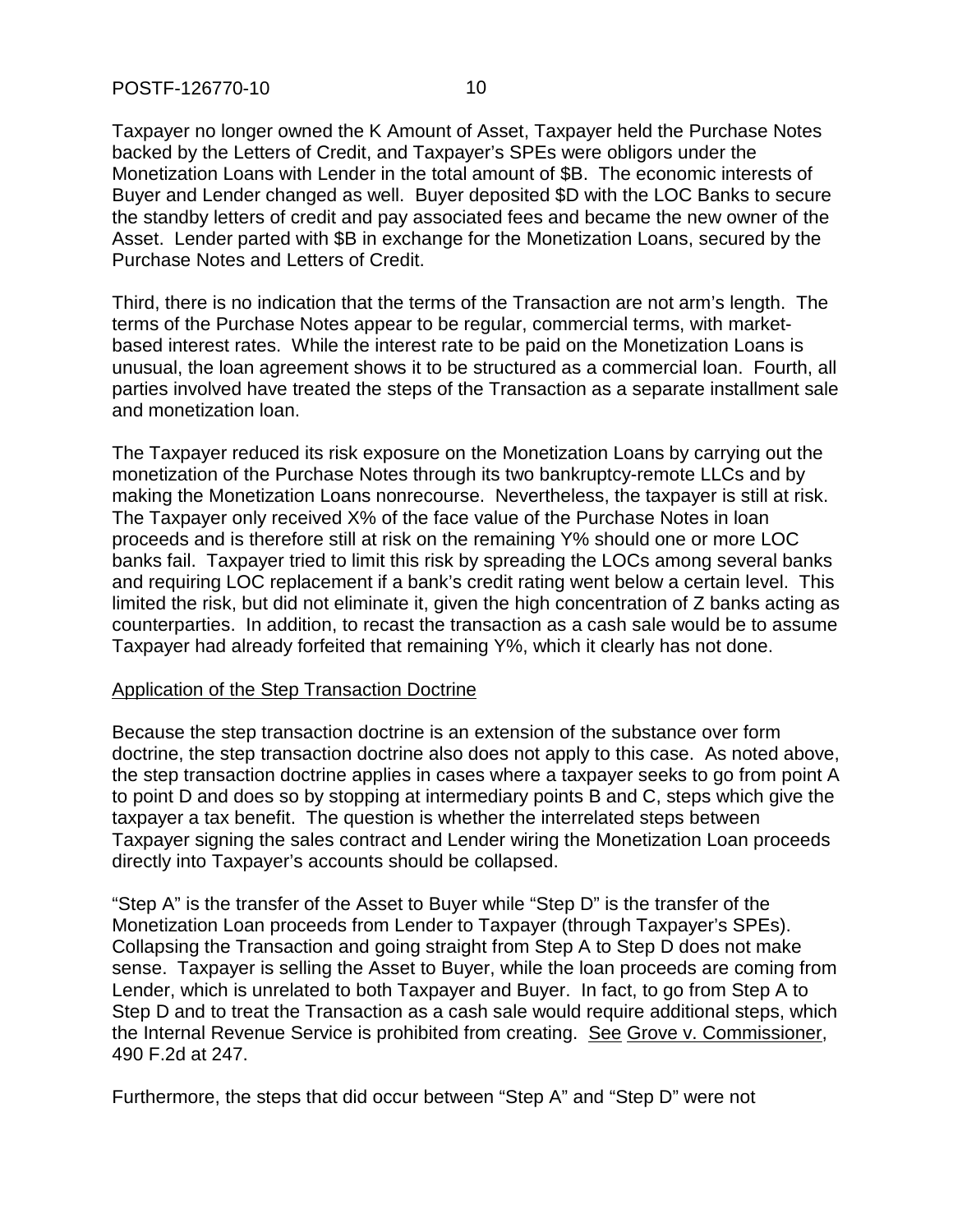Taxpayer no longer owned the K Amount of Asset, Taxpayer held the Purchase Notes backed by the Letters of Credit, and Taxpayer's SPEs were obligors under the Monetization Loans with Lender in the total amount of $B. The economic interests of Buyer and Lender changed as well. Buyer deposited $D with the LOC Banks to secure the standby letters of credit and pay associated fees and became the new owner of the Asset. Lender parted with $B in exchange for the Monetization Loans, secured by the Purchase Notes and Letters of Credit.

Third, there is no indication that the terms of the Transaction are not arm's length. The terms of the Purchase Notes appear to be regular, commercial terms, with market-based interest rates. While the interest rate to be paid on the Monetization Loans is unusual, the loan agreement shows it to be structured as a commercial loan. Fourth, all parties involved have treated the steps of the Transaction as a separate installment sale and monetization loan.

The Taxpayer reduced its risk exposure on the Monetization Loans by carrying out the monetization of the Purchase Notes through its two bankruptcy-remote LLCs and by making the Monetization Loans nonrecourse. Nevertheless, the taxpayer is still at risk. The Taxpayer only received X% of the face value of the Purchase Notes in loan proceeds and is therefore still at risk on the remaining Y% should one or more LOC banks fail. Taxpayer tried to limit this risk by spreading the LOCs among several banks and requiring LOC replacement if a bank's credit rating went below a certain level. This limited the risk, but did not eliminate it, given the high concentration of Z banks acting as counterparties. In addition, to recast the transaction as a cash sale would be to assume Taxpayer had already forfeited that remaining Y%, which it clearly has not done.

<u>Application of the Step Transaction Doctrine</u>

Because the step transaction doctrine is an extension of the substance over form doctrine, the step transaction doctrine also does not apply to this case. As noted above, the step transaction doctrine applies in cases where a taxpayer seeks to go from point A to point D and does so by stopping at intermediary points B and C, steps which give the taxpayer a tax benefit. The question is whether the interrelated steps between Taxpayer signing the sales contract and Lender wiring the Monetization Loan proceeds directly into Taxpayer's accounts should be collapsed.

"Step A" is the transfer of the Asset to Buyer while "Step D" is the transfer of the Monetization Loan proceeds from Lender to Taxpayer (through Taxpayer's SPEs). Collapsing the Transaction and going straight from Step A to Step D does not make sense. Taxpayer is selling the Asset to Buyer, while the loan proceeds are coming from Lender, which is unrelated to both Taxpayer and Buyer. In fact, to go from Step A to Step D and to treat the Transaction as a cash sale would require additional steps, which the Internal Revenue Service is prohibited from creating. <u>See</u> <u>Grove v. Commissioner</u>, 490 F.2d at 247.

Furthermore, the steps that did occur between "Step A" and "Step D" were not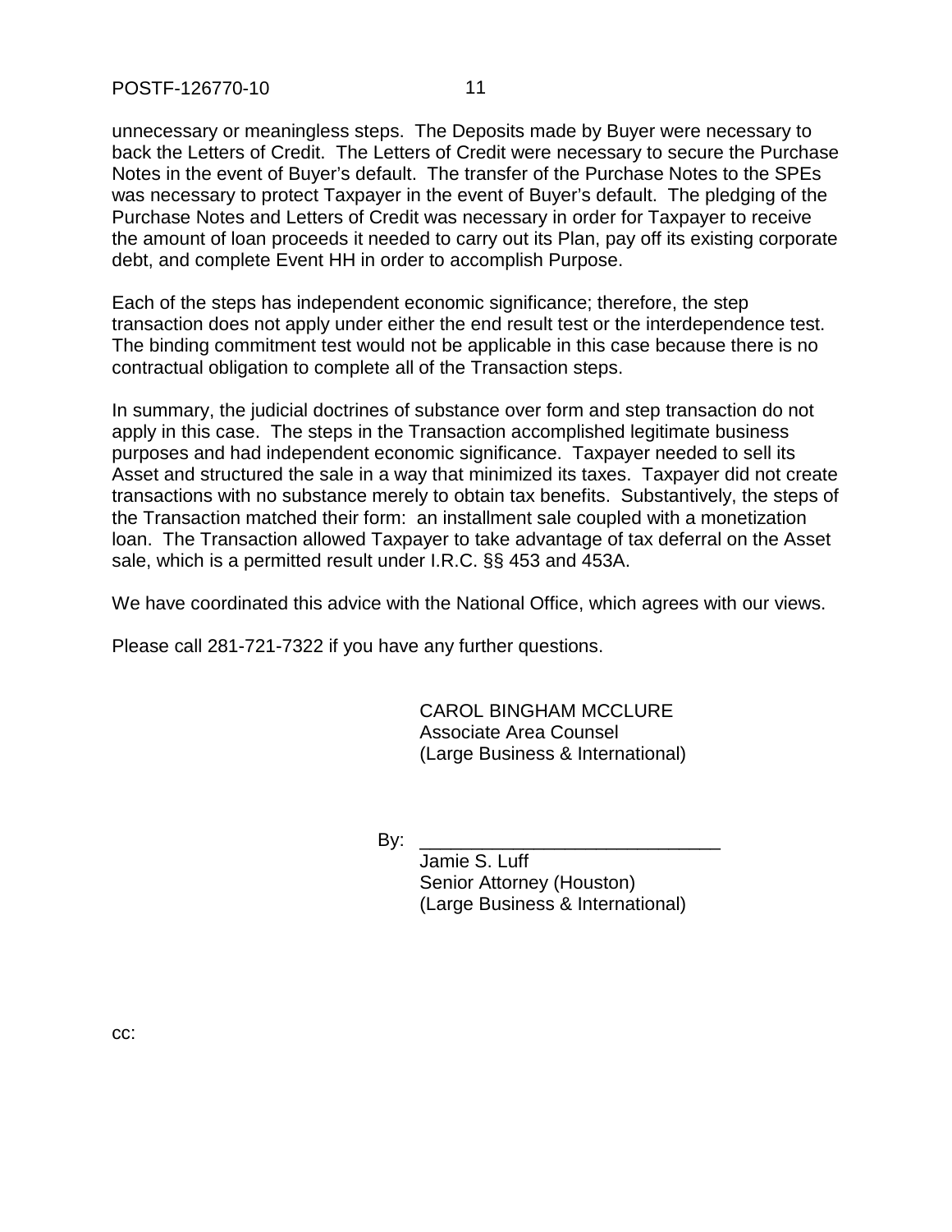unnecessary or meaningless steps. The Deposits made by Buyer were necessary to back the Letters of Credit. The Letters of Credit were necessary to secure the Purchase Notes in the event of Buyer's default. The transfer of the Purchase Notes to the SPEs was necessary to protect Taxpayer in the event of Buyer's default. The pledging of the Purchase Notes and Letters of Credit was necessary in order for Taxpayer to receive the amount of loan proceeds it needed to carry out its Plan, pay off its existing corporate debt, and complete Event HH in order to accomplish Purpose.

Each of the steps has independent economic significance; therefore, the step transaction does not apply under either the end result test or the interdependence test. The binding commitment test would not be applicable in this case because there is no contractual obligation to complete all of the Transaction steps.

In summary, the judicial doctrines of substance over form and step transaction do not apply in this case. The steps in the Transaction accomplished legitimate business purposes and had independent economic significance. Taxpayer needed to sell its Asset and structured the sale in a way that minimized its taxes. Taxpayer did not create transactions with no substance merely to obtain tax benefits. Substantively, the steps of the Transaction matched their form: an installment sale coupled with a monetization loan. The Transaction allowed Taxpayer to take advantage of tax deferral on the Asset sale, which is a permitted result under I.R.C. §§ 453 and 453A.

We have coordinated this advice with the National Office, which agrees with our views.

Please call 281-721-7322 if you have any further questions.

CAROL BINGHAM MCCLURE
Associate Area Counsel
(Large Business & International)

By: _____________________________
Jamie S. Luff
Senior Attorney (Houston)
(Large Business & International)

cc: